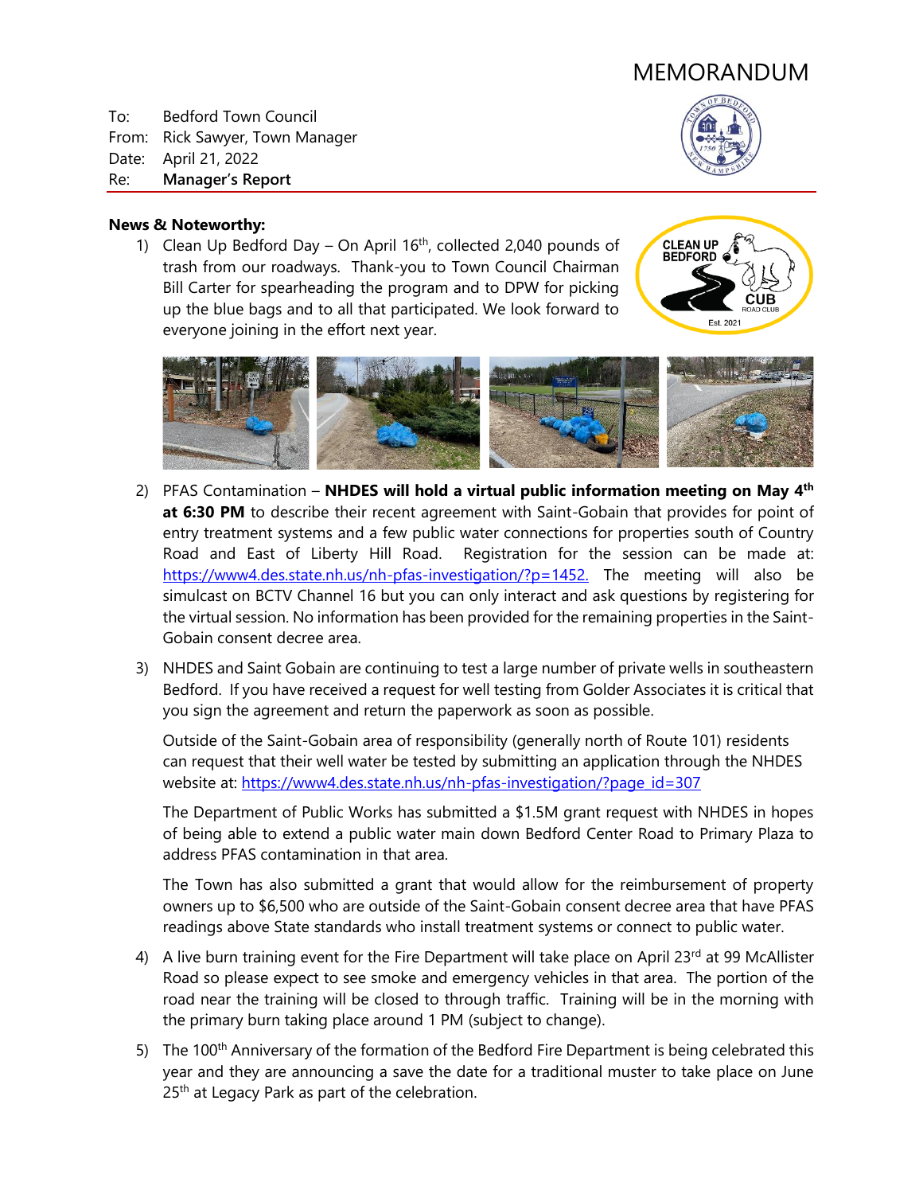# MEMORANDUM

To: Bedford Town Council
From: Rick Sawyer, Town Manager
Date: April 21, 2022
Re: **Manager's Report**

**News & Noteworthy:**

1) Clean Up Bedford Day – On April 16th, collected 2,040 pounds of trash from our roadways. Thank-you to Town Council Chairman Bill Carter for spearheading the program and to DPW for picking up the blue bags and to all that participated. We look forward to everyone joining in the effort next year.

2) PFAS Contamination – **NHDES will hold a virtual public information meeting on May 4th at 6:30 PM** to describe their recent agreement with Saint-Gobain that provides for point of entry treatment systems and a few public water connections for properties south of Country Road and East of Liberty Hill Road. Registration for the session can be made at: https://www4.des.state.nh.us/nh-pfas-investigation/?p=1452. The meeting will also be simulcast on BCTV Channel 16 but you can only interact and ask questions by registering for the virtual session. No information has been provided for the remaining properties in the Saint-Gobain consent decree area.

3) NHDES and Saint Gobain are continuing to test a large number of private wells in southeastern Bedford. If you have received a request for well testing from Golder Associates it is critical that you sign the agreement and return the paperwork as soon as possible.

   Outside of the Saint-Gobain area of responsibility (generally north of Route 101) residents can request that their well water be tested by submitting an application through the NHDES website at: https://www4.des.state.nh.us/nh-pfas-investigation/?page_id=307

   The Department of Public Works has submitted a $1.5M grant request with NHDES in hopes of being able to extend a public water main down Bedford Center Road to Primary Plaza to address PFAS contamination in that area.

   The Town has also submitted a grant that would allow for the reimbursement of property owners up to $6,500 who are outside of the Saint-Gobain consent decree area that have PFAS readings above State standards who install treatment systems or connect to public water.

4) A live burn training event for the Fire Department will take place on April 23rd at 99 McAllister Road so please expect to see smoke and emergency vehicles in that area. The portion of the road near the training will be closed to through traffic. Training will be in the morning with the primary burn taking place around 1 PM (subject to change).

5) The 100th Anniversary of the formation of the Bedford Fire Department is being celebrated this year and they are announcing a save the date for a traditional muster to take place on June 25th at Legacy Park as part of the celebration.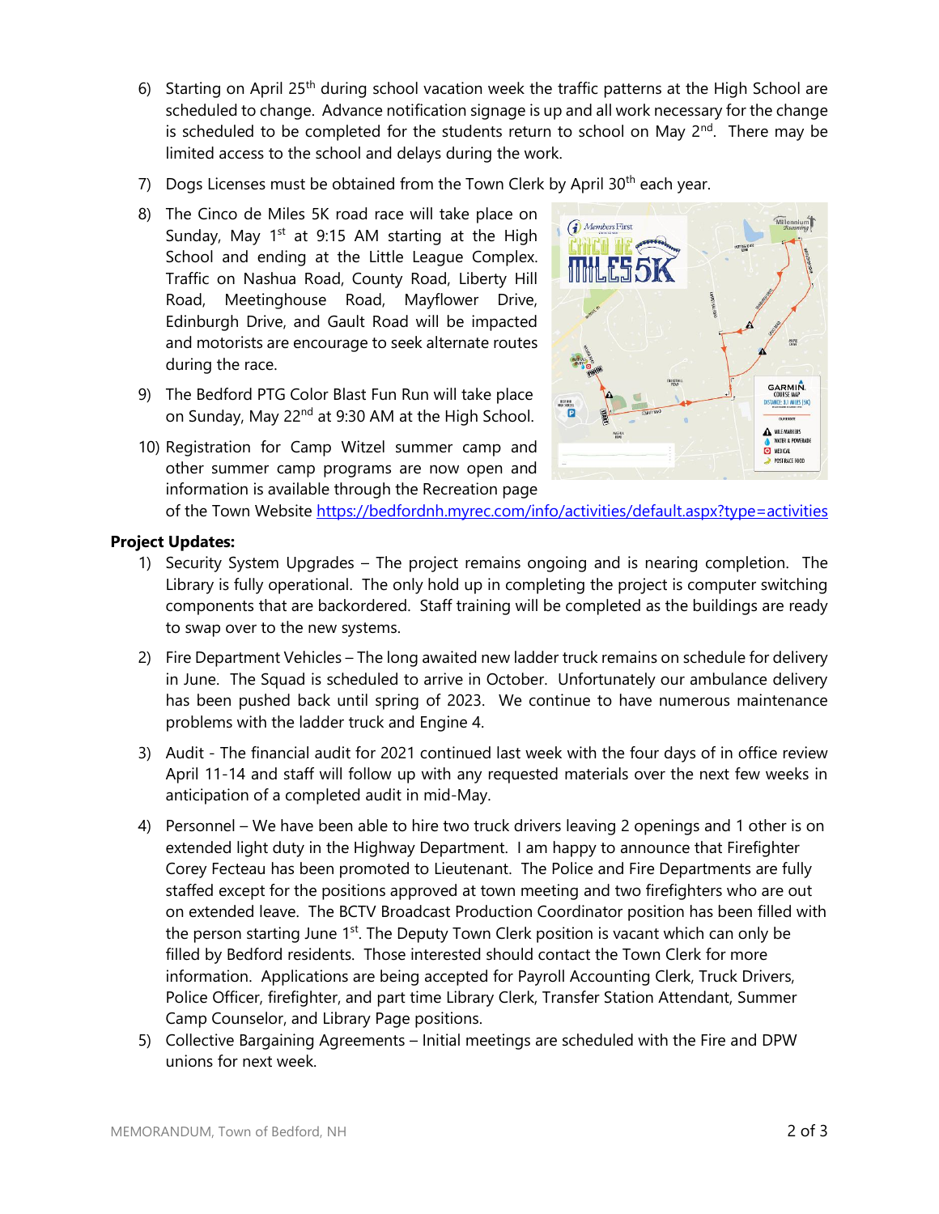6) Starting on April 25th during school vacation week the traffic patterns at the High School are scheduled to change. Advance notification signage is up and all work necessary for the change is scheduled to be completed for the students return to school on May 2nd. There may be limited access to the school and delays during the work.

7) Dogs Licenses must be obtained from the Town Clerk by April 30th each year.

8) The Cinco de Miles 5K road race will take place on Sunday, May 1st at 9:15 AM starting at the High School and ending at the Little League Complex. Traffic on Nashua Road, County Road, Liberty Hill Road, Meetinghouse Road, Mayflower Drive, Edinburgh Drive, and Gault Road will be impacted and motorists are encourage to seek alternate routes during the race.

9) The Bedford PTG Color Blast Fun Run will take place on Sunday, May 22nd at 9:30 AM at the High School.

10) Registration for Camp Witzel summer camp and other summer camp programs are now open and information is available through the Recreation page of the Town Website https://bedfordnh.myrec.com/info/activities/default.aspx?type=activities

**Project Updates:**

1) Security System Upgrades – The project remains ongoing and is nearing completion. The Library is fully operational. The only hold up in completing the project is computer switching components that are backordered. Staff training will be completed as the buildings are ready to swap over to the new systems.

2) Fire Department Vehicles – The long awaited new ladder truck remains on schedule for delivery in June. The Squad is scheduled to arrive in October. Unfortunately our ambulance delivery has been pushed back until spring of 2023. We continue to have numerous maintenance problems with the ladder truck and Engine 4.

3) Audit - The financial audit for 2021 continued last week with the four days of in office review April 11-14 and staff will follow up with any requested materials over the next few weeks in anticipation of a completed audit in mid-May.

4) Personnel – We have been able to hire two truck drivers leaving 2 openings and 1 other is on extended light duty in the Highway Department. I am happy to announce that Firefighter Corey Fecteau has been promoted to Lieutenant. The Police and Fire Departments are fully staffed except for the positions approved at town meeting and two firefighters who are out on extended leave. The BCTV Broadcast Production Coordinator position has been filled with the person starting June 1st. The Deputy Town Clerk position is vacant which can only be filled by Bedford residents. Those interested should contact the Town Clerk for more information. Applications are being accepted for Payroll Accounting Clerk, Truck Drivers, Police Officer, firefighter, and part time Library Clerk, Transfer Station Attendant, Summer Camp Counselor, and Library Page positions.

5) Collective Bargaining Agreements – Initial meetings are scheduled with the Fire and DPW unions for next week.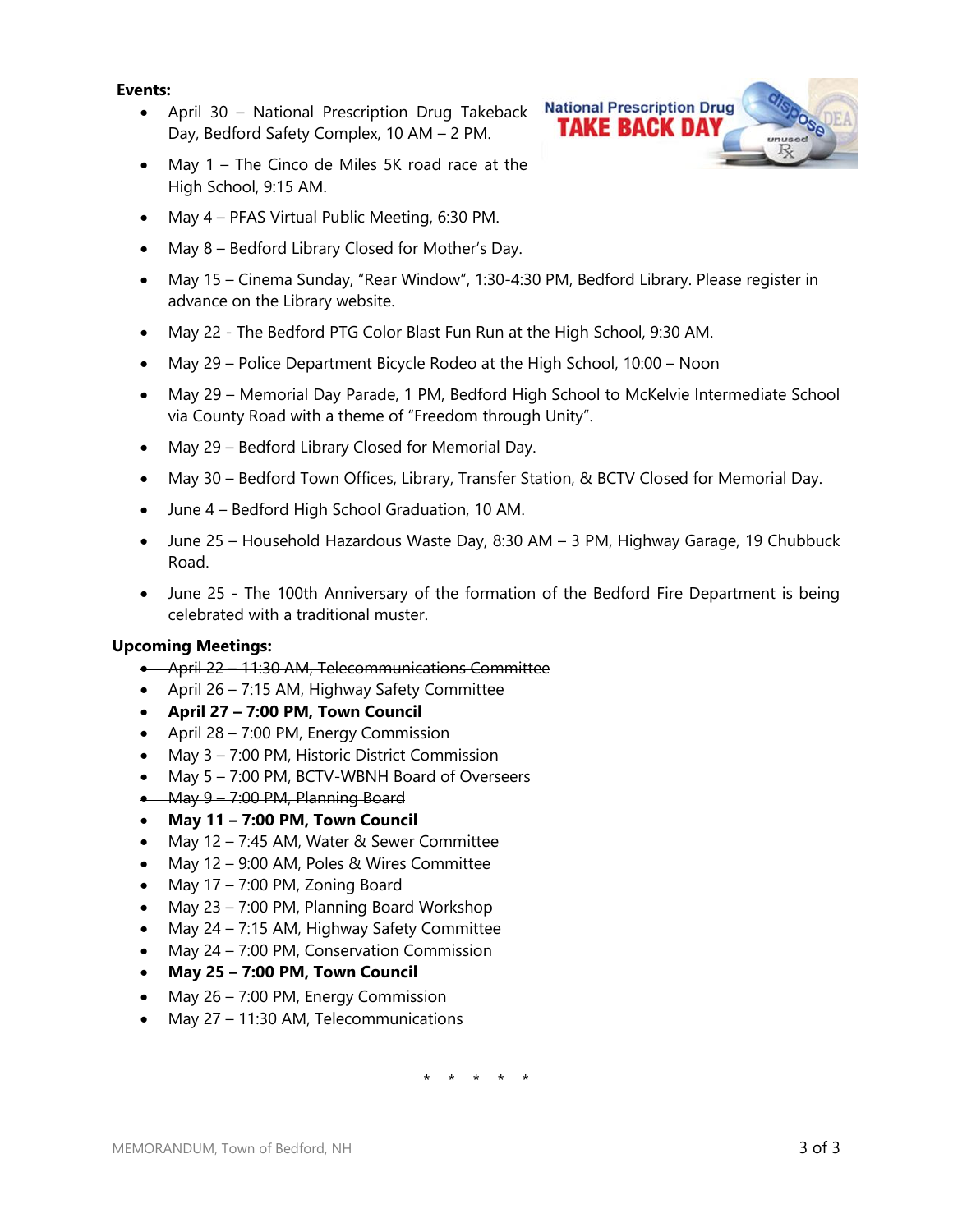**Events:**

- April 30 – National Prescription Drug Takeback Day, Bedford Safety Complex, 10 AM – 2 PM.
- May 1 – The Cinco de Miles 5K road race at the High School, 9:15 AM.
- May 4 – PFAS Virtual Public Meeting, 6:30 PM.
- May 8 – Bedford Library Closed for Mother's Day.
- May 15 – Cinema Sunday, "Rear Window", 1:30-4:30 PM, Bedford Library. Please register in advance on the Library website.
- May 22 - The Bedford PTG Color Blast Fun Run at the High School, 9:30 AM.
- May 29 – Police Department Bicycle Rodeo at the High School, 10:00 – Noon
- May 29 – Memorial Day Parade, 1 PM, Bedford High School to McKelvie Intermediate School via County Road with a theme of "Freedom through Unity".
- May 29 – Bedford Library Closed for Memorial Day.
- May 30 – Bedford Town Offices, Library, Transfer Station, & BCTV Closed for Memorial Day.
- June 4 – Bedford High School Graduation, 10 AM.
- June 25 – Household Hazardous Waste Day, 8:30 AM – 3 PM, Highway Garage, 19 Chubbuck Road.
- June 25 - The 100th Anniversary of the formation of the Bedford Fire Department is being celebrated with a traditional muster.

**Upcoming Meetings:**

- ~~April 22 – 11:30 AM, Telecommunications Committee~~
- April 26 – 7:15 AM, Highway Safety Committee
- **April 27 – 7:00 PM, Town Council**
- April 28 – 7:00 PM, Energy Commission
- May 3 – 7:00 PM, Historic District Commission
- May 5 – 7:00 PM, BCTV-WBNH Board of Overseers
- ~~May 9 – 7:00 PM, Planning Board~~
- **May 11 – 7:00 PM, Town Council**
- May 12 – 7:45 AM, Water & Sewer Committee
- May 12 – 9:00 AM, Poles & Wires Committee
- May 17 – 7:00 PM, Zoning Board
- May 23 – 7:00 PM, Planning Board Workshop
- May 24 – 7:15 AM, Highway Safety Committee
- May 24 – 7:00 PM, Conservation Commission
- **May 25 – 7:00 PM, Town Council**
- May 26 – 7:00 PM, Energy Commission
- May 27 – 11:30 AM, Telecommunications

\* \* \* \* \*